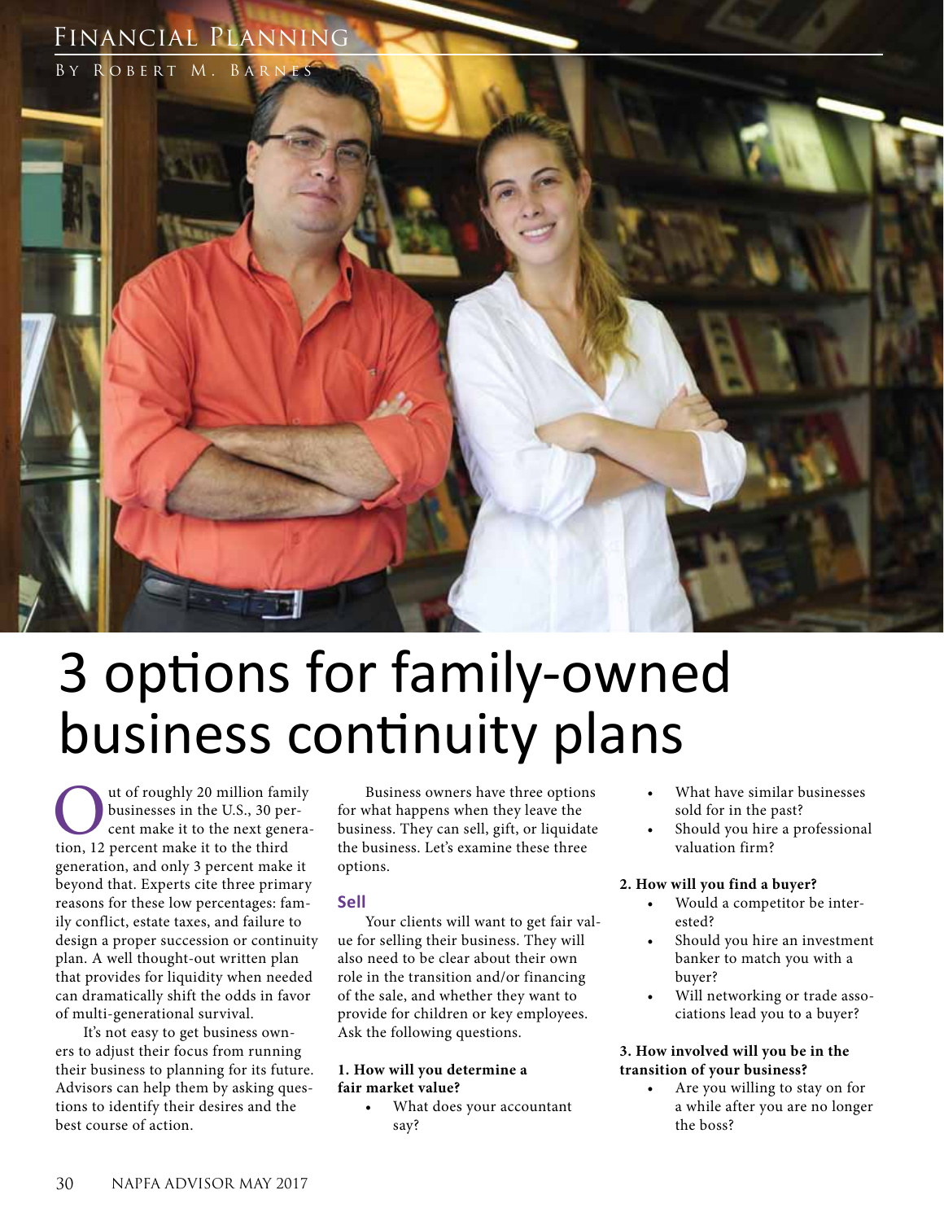# 3 options for family-owned business continuity plans

By Robert M. Barnes

Out of roughly 20 million family businesses in the U.S., 30 percent make it to the next generation, 12 percent make it to the third generation, and only 3 percent make it beyond that. Experts cite three primary reasons for these low percentages: family conflict, estate taxes, and failure to design a proper succession or continuity plan. A well thought-out written plan that provides for liquidity when needed can dramatically shift the odds in favor of multi-generational survival.

It's not easy to get business owners to adjust their focus from running their business to planning for its future. Advisors can help them by asking questions to identify their desires and the best course of action.

Business owners have three options for what happens when they leave the business. They can sell, gift, or liquidate the business. Let's examine these three options.

## Sell

Your clients will want to get fair value for selling their business. They will also need to be clear about their own role in the transition and/or financing of the sale, and whether they want to provide for children or key employees. Ask the following questions.

**1. How will you determine a fair market value?**

- What does your accountant say?
- What have similar businesses sold for in the past?
- Should you hire a professional valuation firm?

**2. How will you find a buyer?**

- Would a competitor be interested?
- Should you hire an investment banker to match you with a buyer?
- Will networking or trade associations lead you to a buyer?

**3. How involved will you be in the transition of your business?**

- Are you willing to stay on for a while after you are no longer the boss?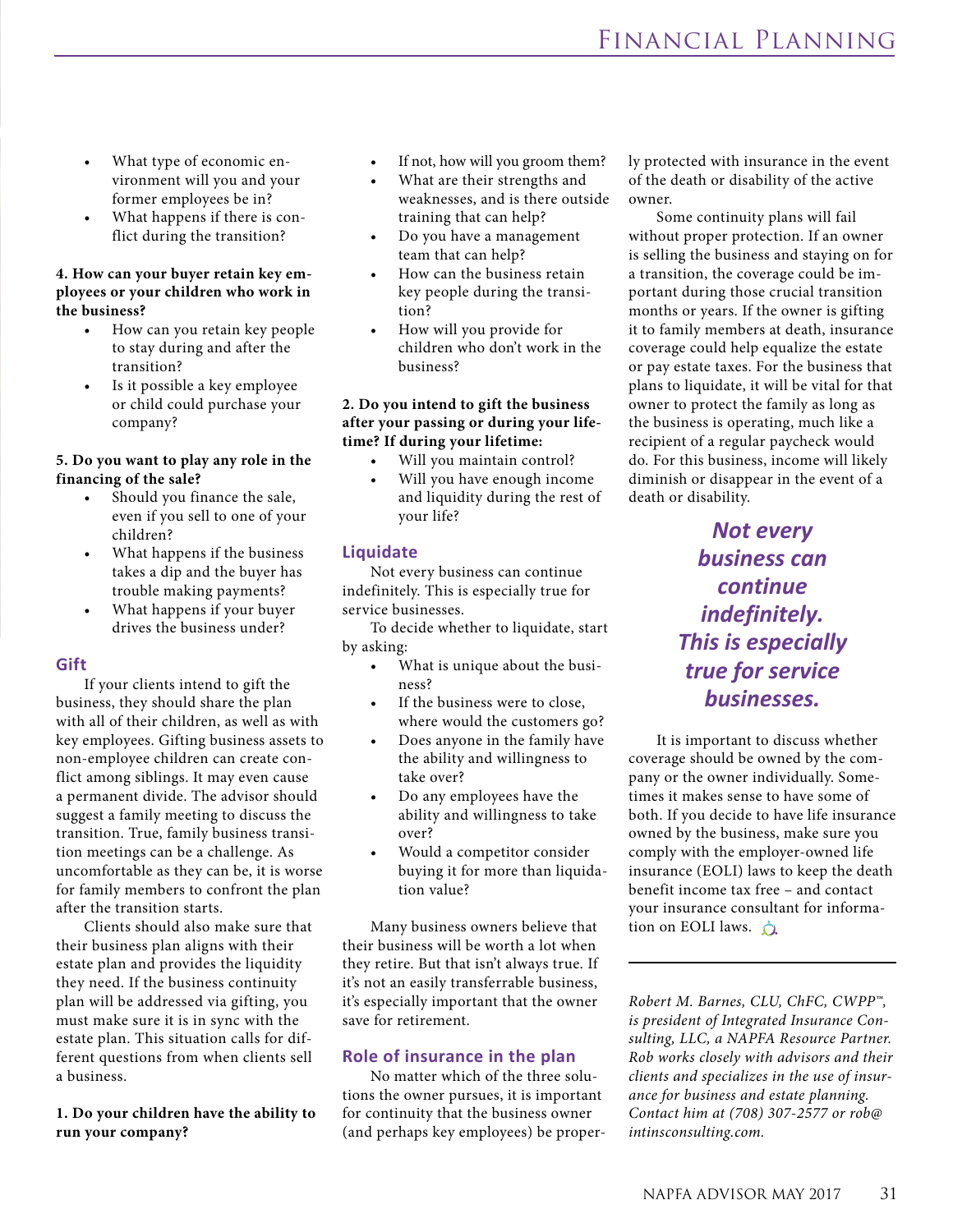- What type of economic environment will you and your former employees be in?
- What happens if there is conflict during the transition?

**4. How can your buyer retain key employees or your children who work in the business?**

- How can you retain key people to stay during and after the transition?
- Is it possible a key employee or child could purchase your company?

**5. Do you want to play any role in the financing of the sale?**

- Should you finance the sale, even if you sell to one of your children?
- What happens if the business takes a dip and the buyer has trouble making payments?
- What happens if your buyer drives the business under?

## Gift

If your clients intend to gift the business, they should share the plan with all of their children, as well as with key employees. Gifting business assets to non-employee children can create conflict among siblings. It may even cause a permanent divide. The advisor should suggest a family meeting to discuss the transition. True, family business transition meetings can be a challenge. As uncomfortable as they can be, it is worse for family members to confront the plan after the transition starts.

Clients should also make sure that their business plan aligns with their estate plan and provides the liquidity they need. If the business continuity plan will be addressed via gifting, you must make sure it is in sync with the estate plan. This situation calls for different questions from when clients sell a business.

**1. Do your children have the ability to run your company?**

- If not, how will you groom them?
- What are their strengths and weaknesses, and is there outside training that can help?
- Do you have a management team that can help?
- How can the business retain key people during the transition?
- How will you provide for children who don't work in the business?

**2. Do you intend to gift the business after your passing or during your lifetime? If during your lifetime:**

- Will you maintain control?
- Will you have enough income and liquidity during the rest of your life?

## Liquidate

Not every business can continue indefinitely. This is especially true for service businesses.

To decide whether to liquidate, start by asking:

- What is unique about the business?
- If the business were to close, where would the customers go?
- Does anyone in the family have the ability and willingness to take over?
- Do any employees have the ability and willingness to take over?
- Would a competitor consider buying it for more than liquidation value?

Many business owners believe that their business will be worth a lot when they retire. But that isn't always true. If it's not an easily transferrable business, it's especially important that the owner save for retirement.

## Role of insurance in the plan

No matter which of the three solutions the owner pursues, it is important for continuity that the business owner (and perhaps key employees) be properly protected with insurance in the event of the death or disability of the active owner.

Some continuity plans will fail without proper protection. If an owner is selling the business and staying on for a transition, the coverage could be important during those crucial transition months or years. If the owner is gifting it to family members at death, insurance coverage could help equalize the estate or pay estate taxes. For the business that plans to liquidate, it will be vital for that owner to protect the family as long as the business is operating, much like a recipient of a regular paycheck would do. For this business, income will likely diminish or disappear in the event of a death or disability.

***Not every business can continue indefinitely. This is especially true for service businesses.***

It is important to discuss whether coverage should be owned by the company or the owner individually. Sometimes it makes sense to have some of both. If you decide to have life insurance owned by the business, make sure you comply with the employer-owned life insurance (EOLI) laws to keep the death benefit income tax free – and contact your insurance consultant for information on EOLI laws.

---

*Robert M. Barnes, CLU, ChFC, CWPP™, is president of Integrated Insurance Consulting, LLC, a NAPFA Resource Partner. Rob works closely with advisors and their clients and specializes in the use of insurance for business and estate planning. Contact him at (708) 307-2577 or rob@intinsconsulting.com.*